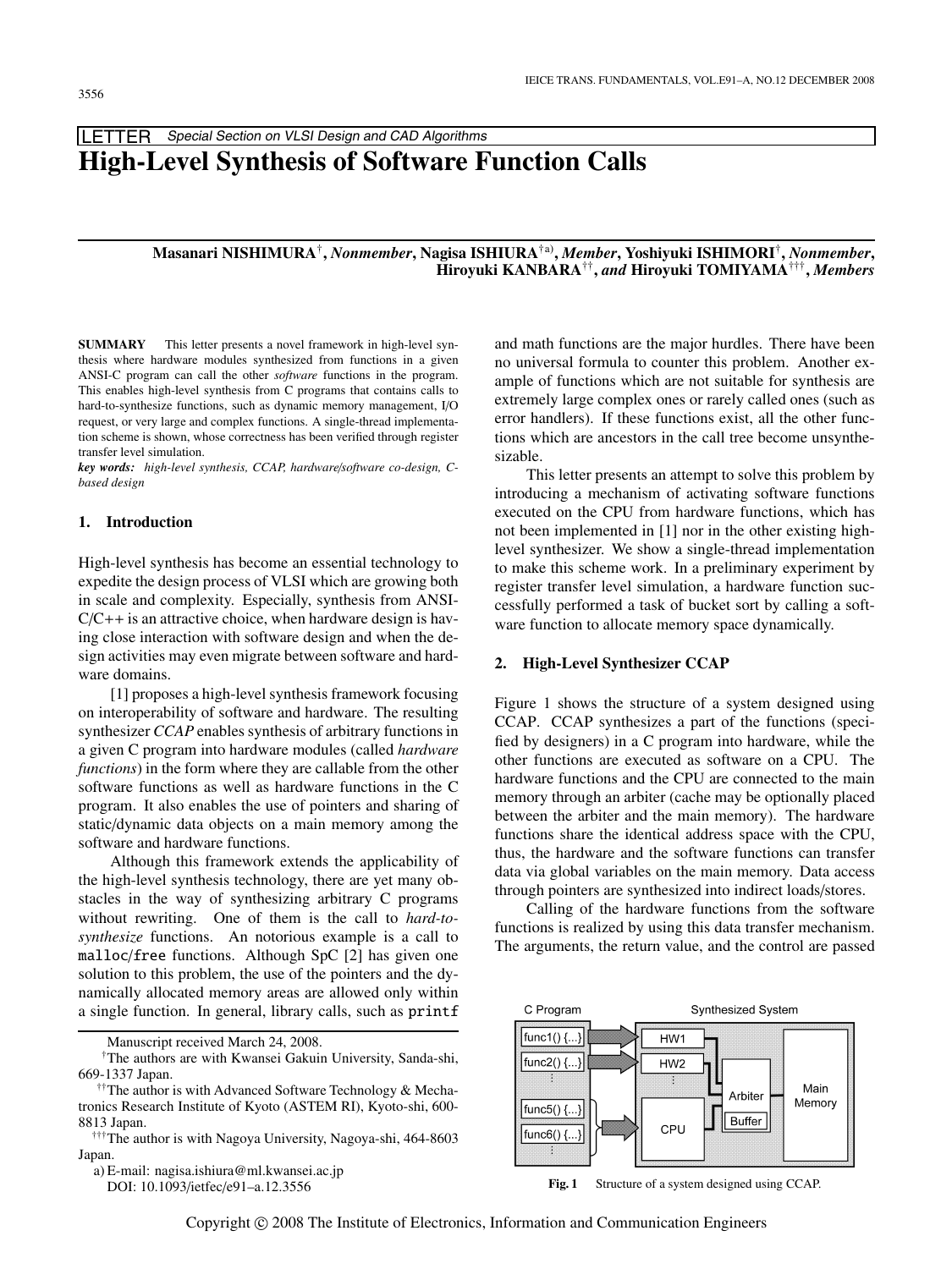LETTER *Special Section on VLSI Design and CAD Algorithms*

# High-Level Synthesis of Software Function Calls

**Masanari NISHIMURA**[†], *Nonmember*, **Nagisa ISHIURA**[†a)], *Member*, **Yoshiyuki ISHIMORI**[†], *Nonmember*, **Hiroyuki KANBARA**[††], *and* **Hiroyuki TOMIYAMA**[†††], *Members*

**SUMMARY** This letter presents a novel framework in high-level synthesis where hardware modules synthesized from functions in a given ANSI-C program can call the other *software* functions in the program. This enables high-level synthesis from C programs that contains calls to hard-to-synthesize functions, such as dynamic memory management, I/O request, or very large and complex functions. A single-thread implementation scheme is shown, whose correctness has been verified through register transfer level simulation.

*key words:* *high-level synthesis, CCAP, hardware/software co-design, C-based design*

## 1. Introduction

High-level synthesis has become an essential technology to expedite the design process of VLSI which are growing both in scale and complexity. Especially, synthesis from ANSI-C/C++ is an attractive choice, when hardware design is having close interaction with software design and when the design activities may even migrate between software and hardware domains.

[1] proposes a high-level synthesis framework focusing on interoperability of software and hardware. The resulting synthesizer *CCAP* enables synthesis of arbitrary functions in a given C program into hardware modules (called *hardware functions*) in the form where they are callable from the other software functions as well as hardware functions in the C program. It also enables the use of pointers and sharing of static/dynamic data objects on a main memory among the software and hardware functions.

Although this framework extends the applicability of the high-level synthesis technology, there are yet many obstacles in the way of synthesizing arbitrary C programs without rewriting. One of them is the call to *hard-to-synthesize* functions. An notorious example is a call to `malloc`/`free` functions. Although SpC [2] has given one solution to this problem, the use of the pointers and the dynamically allocated memory areas are allowed only within a single function. In general, library calls, such as `printf` and math functions are the major hurdles. There have been no universal formula to counter this problem. Another example of functions which are not suitable for synthesis are extremely large complex ones or rarely called ones (such as error handlers). If these functions exist, all the other functions which are ancestors in the call tree become unsynthesizable.

This letter presents an attempt to solve this problem by introducing a mechanism of activating software functions executed on the CPU from hardware functions, which has not been implemented in [1] nor in the other existing high-level synthesizer. We show a single-thread implementation to make this scheme work. In a preliminary experiment by register transfer level simulation, a hardware function successfully performed a task of bucket sort by calling a software function to allocate memory space dynamically.

## 2. High-Level Synthesizer CCAP

Figure 1 shows the structure of a system designed using CCAP. CCAP synthesizes a part of the functions (specified by designers) in a C program into hardware, while the other functions are executed as software on a CPU. The hardware functions and the CPU are connected to the main memory through an arbiter (cache may be optionally placed between the arbiter and the main memory). The hardware functions share the identical address space with the CPU, thus, the hardware and the software functions can transfer data via global variables on the main memory. Data access through pointers are synthesized into indirect loads/stores.

Calling of the hardware functions from the software functions is realized by using this data transfer mechanism. The arguments, the return value, and the control are passed

Fig. 1 Structure of a system designed using CCAP.

Manuscript received March 24, 2008.

[†]The authors are with Kwansei Gakuin University, Sanda-shi, 669-1337 Japan.

[††]The author is with Advanced Software Technology & Mechatronics Research Institute of Kyoto (ASTEM RI), Kyoto-shi, 600-8813 Japan.

[†††]The author is with Nagoya University, Nagoya-shi, 464-8603 Japan.

a) E-mail: nagisa.ishiura@ml.kwansei.ac.jp

DOI: 10.1093/ietfec/e91–a.12.3556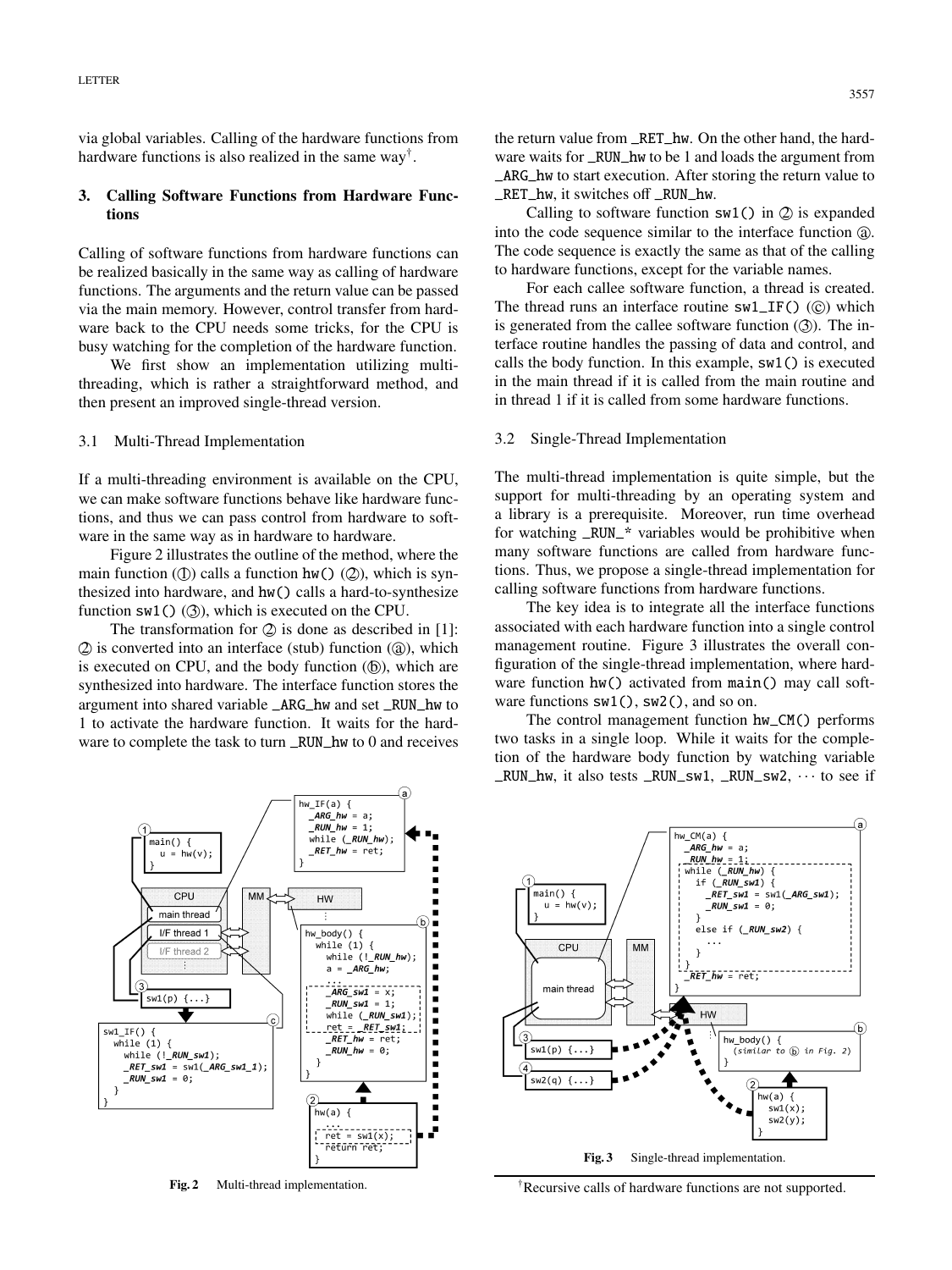via global variables. Calling of the hardware functions from hardware functions is also realized in the same way[†].

## 3. Calling Software Functions from Hardware Functions

Calling of software functions from hardware functions can be realized basically in the same way as calling of hardware functions. The arguments and the return value can be passed via the main memory. However, control transfer from hardware back to the CPU needs some tricks, for the CPU is busy watching for the completion of the hardware function.

We first show an implementation utilizing multi-threading, which is rather a straightforward method, and then present an improved single-thread version.

### 3.1 Multi-Thread Implementation

If a multi-threading environment is available on the CPU, we can make software functions behave like hardware functions, and thus we can pass control from hardware to software in the same way as in hardware to hardware.

Figure 2 illustrates the outline of the method, where the main function (①) calls a function hw() (②), which is synthesized into hardware, and hw() calls a hard-to-synthesize function sw1() (③), which is executed on the CPU.

The transformation for ② is done as described in [1]: ② is converted into an interface (stub) function (ⓐ), which is executed on CPU, and the body function (ⓑ), which are synthesized into hardware. The interface function stores the argument into shared variable _ARG_hw and set _RUN_hw to 1 to activate the hardware function. It waits for the hardware to complete the task to turn _RUN_hw to 0 and receives the return value from _RET_hw. On the other hand, the hardware waits for _RUN_hw to be 1 and loads the argument from _ARG_hw to start execution. After storing the return value to _RET_hw, it switches off _RUN_hw.

Calling to software function sw1() in ② is expanded into the code sequence similar to the interface function ⓐ. The code sequence is exactly the same as that of the calling to hardware functions, except for the variable names.

For each callee software function, a thread is created. The thread runs an interface routine sw1_IF() (ⓒ) which is generated from the callee software function (③). The interface routine handles the passing of data and control, and calls the body function. In this example, sw1() is executed in the main thread if it is called from the main routine and in thread 1 if it is called from some hardware functions.

```
① main() {
     u = hw(v);
   }

ⓐ hw_IF(a) {
     _ARG_hw = a;
     _RUN_hw = 1;
     while (_RUN_hw);
     _RET_hw = ret;
   }

ⓑ hw_body() {
     while (1) {
       while (!_RUN_hw);
       a = _ARG_hw;
       ...
       _ARG_sw1 = x;
       _RUN_sw1 = 1;
       while (_RUN_sw1);
       ret = _RET_sw1;
       _RET_hw = ret;
       _RUN_hw = 0;
     }
   }

② hw(a) {
     ...
     ret = sw1(x);
     return ret;
   }

③ sw1(p) {...}

ⓒ sw1_IF() {
     while (1) {
       while (!_RUN_sw1);
       _RET_sw1 = sw1(_ARG_sw1_1);
       _RUN_sw1 = 0;
     }
   }
```

**Fig. 2** Multi-thread implementation.

### 3.2 Single-Thread Implementation

The multi-thread implementation is quite simple, but the support for multi-threading by an operating system and a library is a prerequisite. Moreover, run time overhead for watching _RUN_* variables would be prohibitive when many software functions are called from hardware functions. Thus, we propose a single-thread implementation for calling software functions from hardware functions.

The key idea is to integrate all the interface functions associated with each hardware function into a single control management routine. Figure 3 illustrates the overall configuration of the single-thread implementation, where hardware function hw() activated from main() may call software functions sw1(), sw2(), and so on.

The control management function hw_CM() performs two tasks in a single loop. While it waits for the completion of the hardware body function by watching variable _RUN_hw, it also tests _RUN_sw1, _RUN_sw2, ··· to see if

```
① main() {
     u = hw(v);
   }

ⓐ hw_CM(a) {
     _ARG_hw = a;
     _RUN_hw = 1;
     while (_RUN_hw) {
       if (_RUN_sw1) {
         _RET_sw1 = sw1(_ARG_sw1);
         _RUN_sw1 = 0;
       }
       else if (_RUN_sw2) {
         ...
       }
     }
     _RET_hw = ret;
   }

ⓑ hw_body() {
     (similar to ⓑ in Fig. 2)
   }

② hw(a) {
     sw1(x);
     sw2(y);
   }

③ sw1(p) {...}
④ sw2(q) {...}
```

**Fig. 3** Single-thread implementation.

[†]Recursive calls of hardware functions are not supported.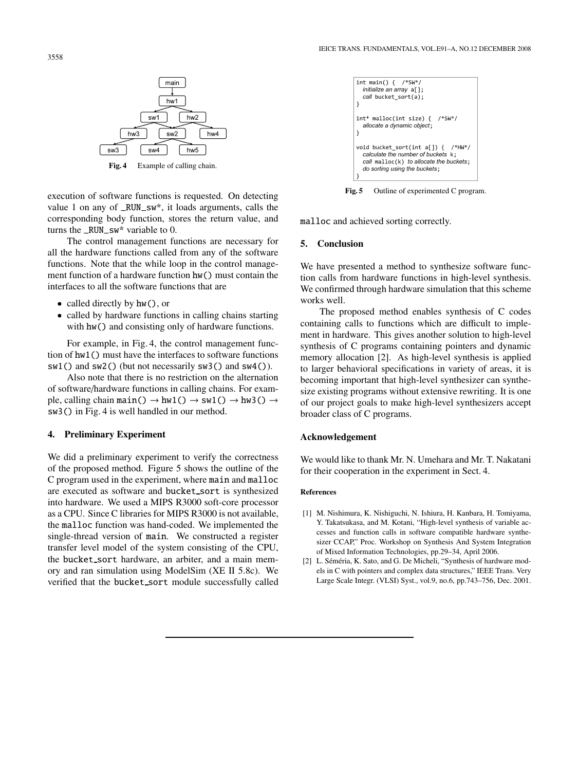main
hw1
sw1
hw2
hw3
sw2
hw4
sw3
sw4
hw5

**Fig. 4** Example of calling chain.

execution of software functions is requested. On detecting value 1 on any of _RUN_sw*, it loads arguments, calls the corresponding body function, stores the return value, and turns the _RUN_sw* variable to 0.

The control management functions are necessary for all the hardware functions called from any of the software functions. Note that the while loop in the control management function of a hardware function hw() must contain the interfaces to all the software functions that are

- called directly by hw(), or
- called by hardware functions in calling chains starting with hw() and consisting only of hardware functions.

For example, in Fig. 4, the control management function of hw1() must have the interfaces to software functions sw1() and sw2() (but not necessarily sw3() and sw4()).

Also note that there is no restriction on the alternation of software/hardware functions in calling chains. For example, calling chain main() → hw1() → sw1() → hw3() → sw3() in Fig. 4 is well handled in our method.

## 4. Preliminary Experiment

We did a preliminary experiment to verify the correctness of the proposed method. Figure 5 shows the outline of the C program used in the experiment, where main and malloc are executed as software and bucket_sort is synthesized into hardware. We used a MIPS R3000 soft-core processor as a CPU. Since C libraries for MIPS R3000 is not available, the malloc function was hand-coded. We implemented the single-thread version of main. We constructed a register transfer level model of the system consisting of the CPU, the bucket_sort hardware, an arbiter, and a main memory and ran simulation using ModelSim (XE II 5.8c). We verified that the bucket_sort module successfully called malloc and achieved sorting correctly.

```
int main() {  /*SW*/
  initialize an array a[];
  call bucket_sort(a);
}

int* malloc(int size) {  /*SW*/
  allocate a dynamic object;
}

void bucket_sort(int a[]) {  /*HW*/
  calculate the number of buckets k;
  call malloc(k) to allocate the buckets;
  do sorting using the buckets;
}
```

**Fig. 5** Outline of experimented C program.

## 5. Conclusion

We have presented a method to synthesize software function calls from hardware functions in high-level synthesis. We confirmed through hardware simulation that this scheme works well.

The proposed method enables synthesis of C codes containing calls to functions which are difficult to implement in hardware. This gives another solution to high-level synthesis of C programs containing pointers and dynamic memory allocation [2]. As high-level synthesis is applied to larger behavioral specifications in variety of areas, it is becoming important that high-level synthesizer can synthesize existing programs without extensive rewriting. It is one of our project goals to make high-level synthesizers accept broader class of C programs.

## Acknowledgement

We would like to thank Mr. N. Umehara and Mr. T. Nakatani for their cooperation in the experiment in Sect. 4.

### References

[1] M. Nishimura, K. Nishiguchi, N. Ishiura, H. Kanbara, H. Tomiyama, Y. Takatsukasa, and M. Kotani, "High-level synthesis of variable accesses and function calls in software compatible hardware synthesizer CCAP," Proc. Workshop on Synthesis And System Integration of Mixed Information Technologies, pp.29–34, April 2006.

[2] L. Séméria, K. Sato, and G. De Micheli, "Synthesis of hardware models in C with pointers and complex data structures," IEEE Trans. Very Large Scale Integr. (VLSI) Syst., vol.9, no.6, pp.743–756, Dec. 2001.